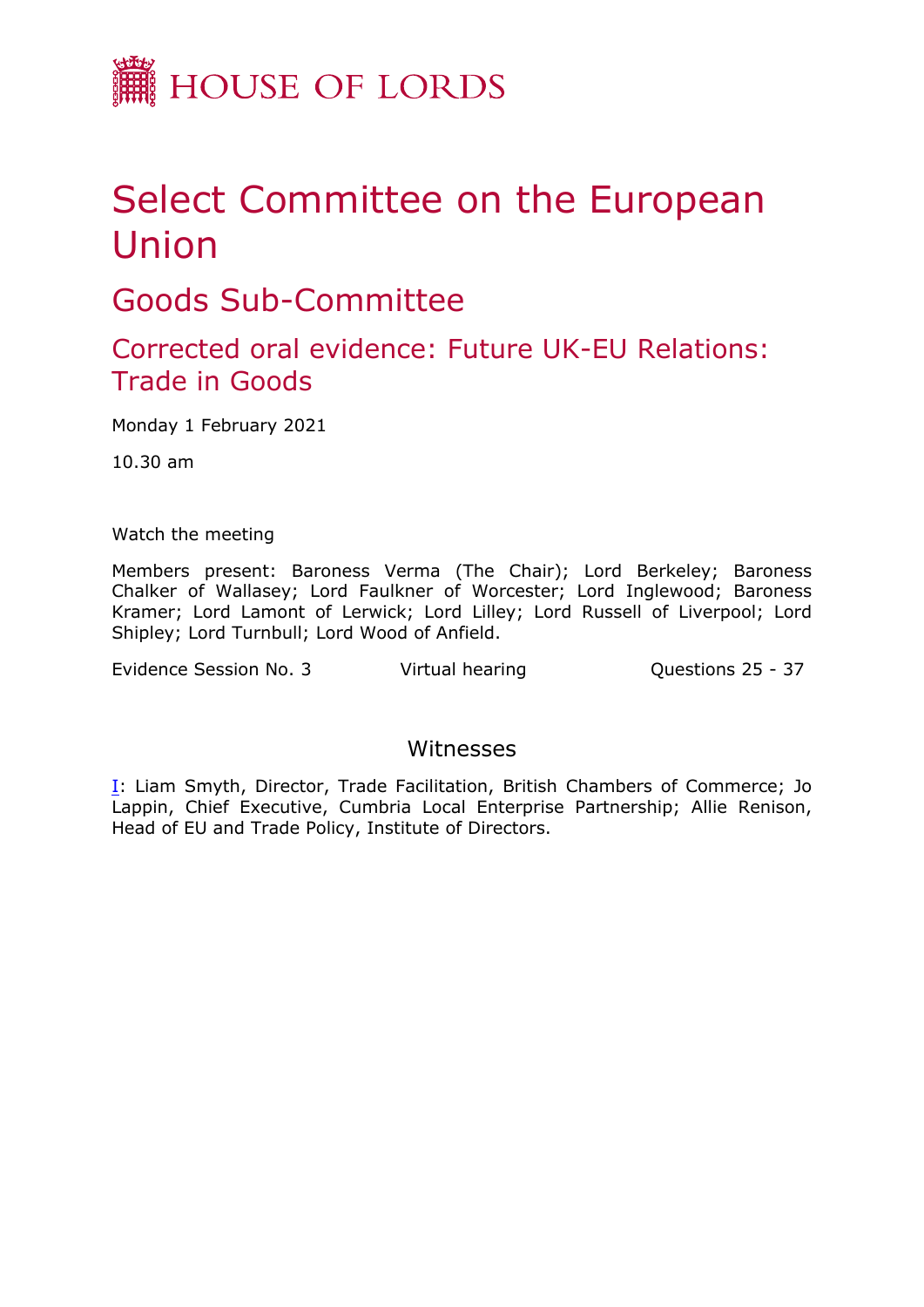HOUSE OF LORDS

# Select Committee on the European Union

## Goods Sub-Committee

### Corrected oral evidence: Future UK-EU Relations: Trade in Goods

Monday 1 February 2021

10.30 am

Watch the meeting

Members present: Baroness Verma (The Chair); Lord Berkeley; Baroness Chalker of Wallasey; Lord Faulkner of Worcester; Lord Inglewood; Baroness Kramer; Lord Lamont of Lerwick; Lord Lilley; Lord Russell of Liverpool; Lord Shipley; Lord Turnbull; Lord Wood of Anfield.

Evidence Session No. 3 Virtual hearing Questions 25 - 37

## Witnesses

I: Liam Smyth, Director, Trade Facilitation, British Chambers of Commerce; Jo Lappin, Chief Executive, Cumbria Local Enterprise Partnership; Allie Renison, Head of EU and Trade Policy, Institute of Directors.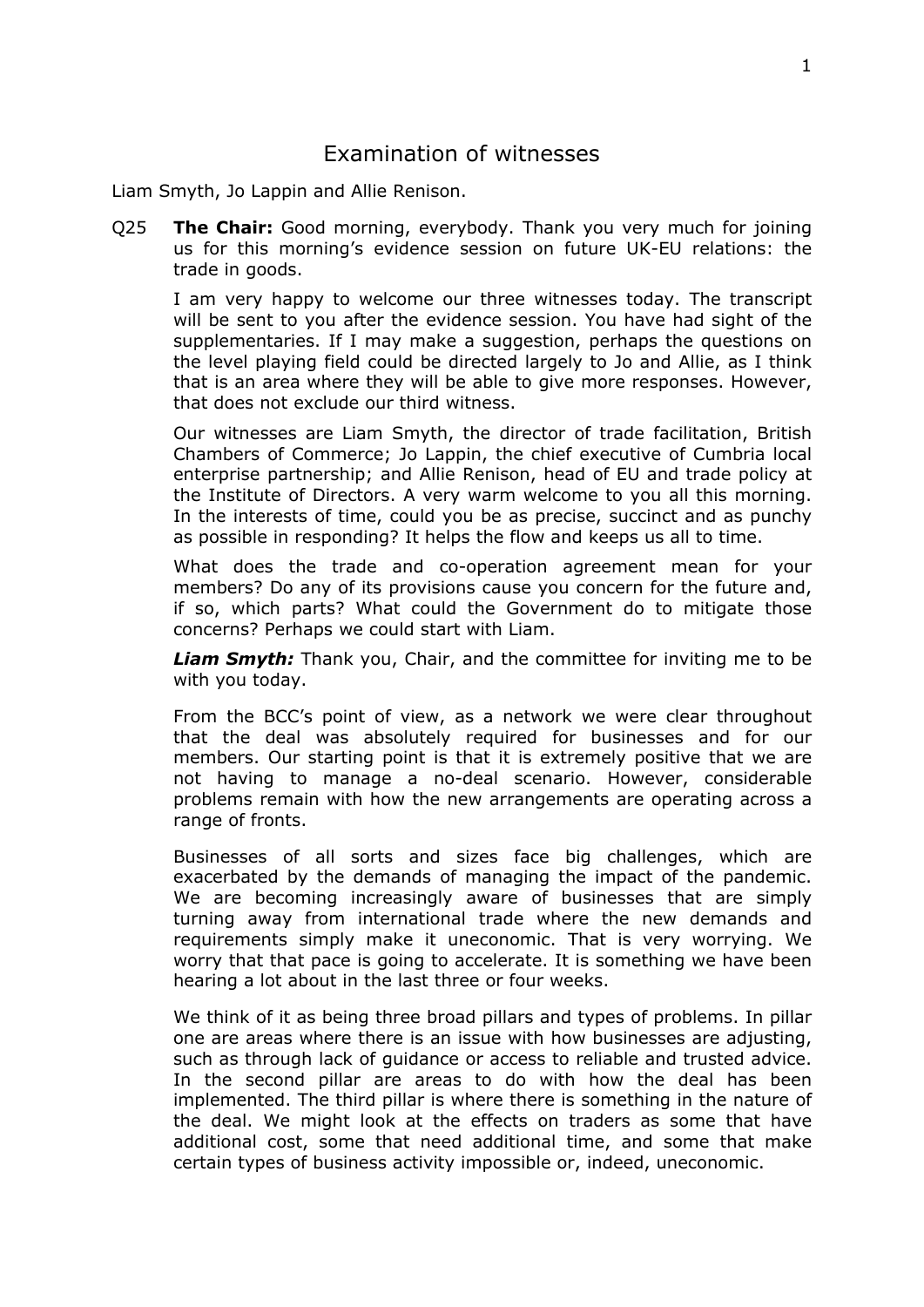# Examination of witnesses

Liam Smyth, Jo Lappin and Allie Renison.

Q25 **The Chair:** Good morning, everybody. Thank you very much for joining us for this morning's evidence session on future UK-EU relations: the trade in goods.

I am very happy to welcome our three witnesses today. The transcript will be sent to you after the evidence session. You have had sight of the supplementaries. If I may make a suggestion, perhaps the questions on the level playing field could be directed largely to Jo and Allie, as I think that is an area where they will be able to give more responses. However, that does not exclude our third witness.

Our witnesses are Liam Smyth, the director of trade facilitation, British Chambers of Commerce; Jo Lappin, the chief executive of Cumbria local enterprise partnership; and Allie Renison, head of EU and trade policy at the Institute of Directors. A very warm welcome to you all this morning. In the interests of time, could you be as precise, succinct and as punchy as possible in responding? It helps the flow and keeps us all to time.

What does the trade and co-operation agreement mean for your members? Do any of its provisions cause you concern for the future and, if so, which parts? What could the Government do to mitigate those concerns? Perhaps we could start with Liam.

***Liam Smyth:*** Thank you, Chair, and the committee for inviting me to be with you today.

From the BCC's point of view, as a network we were clear throughout that the deal was absolutely required for businesses and for our members. Our starting point is that it is extremely positive that we are not having to manage a no-deal scenario. However, considerable problems remain with how the new arrangements are operating across a range of fronts.

Businesses of all sorts and sizes face big challenges, which are exacerbated by the demands of managing the impact of the pandemic. We are becoming increasingly aware of businesses that are simply turning away from international trade where the new demands and requirements simply make it uneconomic. That is very worrying. We worry that that pace is going to accelerate. It is something we have been hearing a lot about in the last three or four weeks.

We think of it as being three broad pillars and types of problems. In pillar one are areas where there is an issue with how businesses are adjusting, such as through lack of guidance or access to reliable and trusted advice. In the second pillar are areas to do with how the deal has been implemented. The third pillar is where there is something in the nature of the deal. We might look at the effects on traders as some that have additional cost, some that need additional time, and some that make certain types of business activity impossible or, indeed, uneconomic.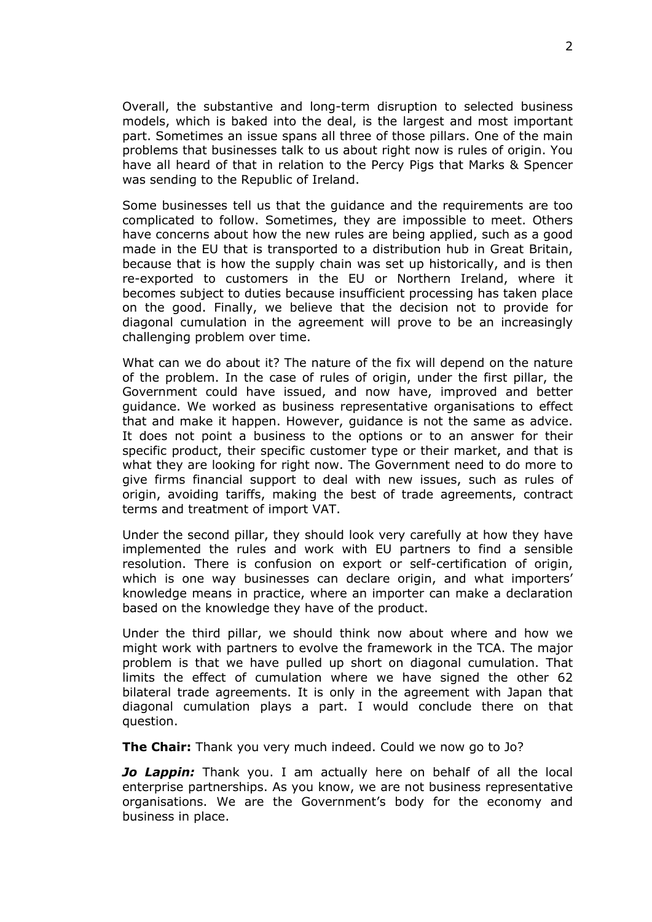Overall, the substantive and long-term disruption to selected business models, which is baked into the deal, is the largest and most important part. Sometimes an issue spans all three of those pillars. One of the main problems that businesses talk to us about right now is rules of origin. You have all heard of that in relation to the Percy Pigs that Marks & Spencer was sending to the Republic of Ireland.

Some businesses tell us that the guidance and the requirements are too complicated to follow. Sometimes, they are impossible to meet. Others have concerns about how the new rules are being applied, such as a good made in the EU that is transported to a distribution hub in Great Britain, because that is how the supply chain was set up historically, and is then re-exported to customers in the EU or Northern Ireland, where it becomes subject to duties because insufficient processing has taken place on the good. Finally, we believe that the decision not to provide for diagonal cumulation in the agreement will prove to be an increasingly challenging problem over time.

What can we do about it? The nature of the fix will depend on the nature of the problem. In the case of rules of origin, under the first pillar, the Government could have issued, and now have, improved and better guidance. We worked as business representative organisations to effect that and make it happen. However, guidance is not the same as advice. It does not point a business to the options or to an answer for their specific product, their specific customer type or their market, and that is what they are looking for right now. The Government need to do more to give firms financial support to deal with new issues, such as rules of origin, avoiding tariffs, making the best of trade agreements, contract terms and treatment of import VAT.

Under the second pillar, they should look very carefully at how they have implemented the rules and work with EU partners to find a sensible resolution. There is confusion on export or self-certification of origin, which is one way businesses can declare origin, and what importers' knowledge means in practice, where an importer can make a declaration based on the knowledge they have of the product.

Under the third pillar, we should think now about where and how we might work with partners to evolve the framework in the TCA. The major problem is that we have pulled up short on diagonal cumulation. That limits the effect of cumulation where we have signed the other 62 bilateral trade agreements. It is only in the agreement with Japan that diagonal cumulation plays a part. I would conclude there on that question.

**The Chair:** Thank you very much indeed. Could we now go to Jo?

***Jo Lappin:*** Thank you. I am actually here on behalf of all the local enterprise partnerships. As you know, we are not business representative organisations. We are the Government's body for the economy and business in place.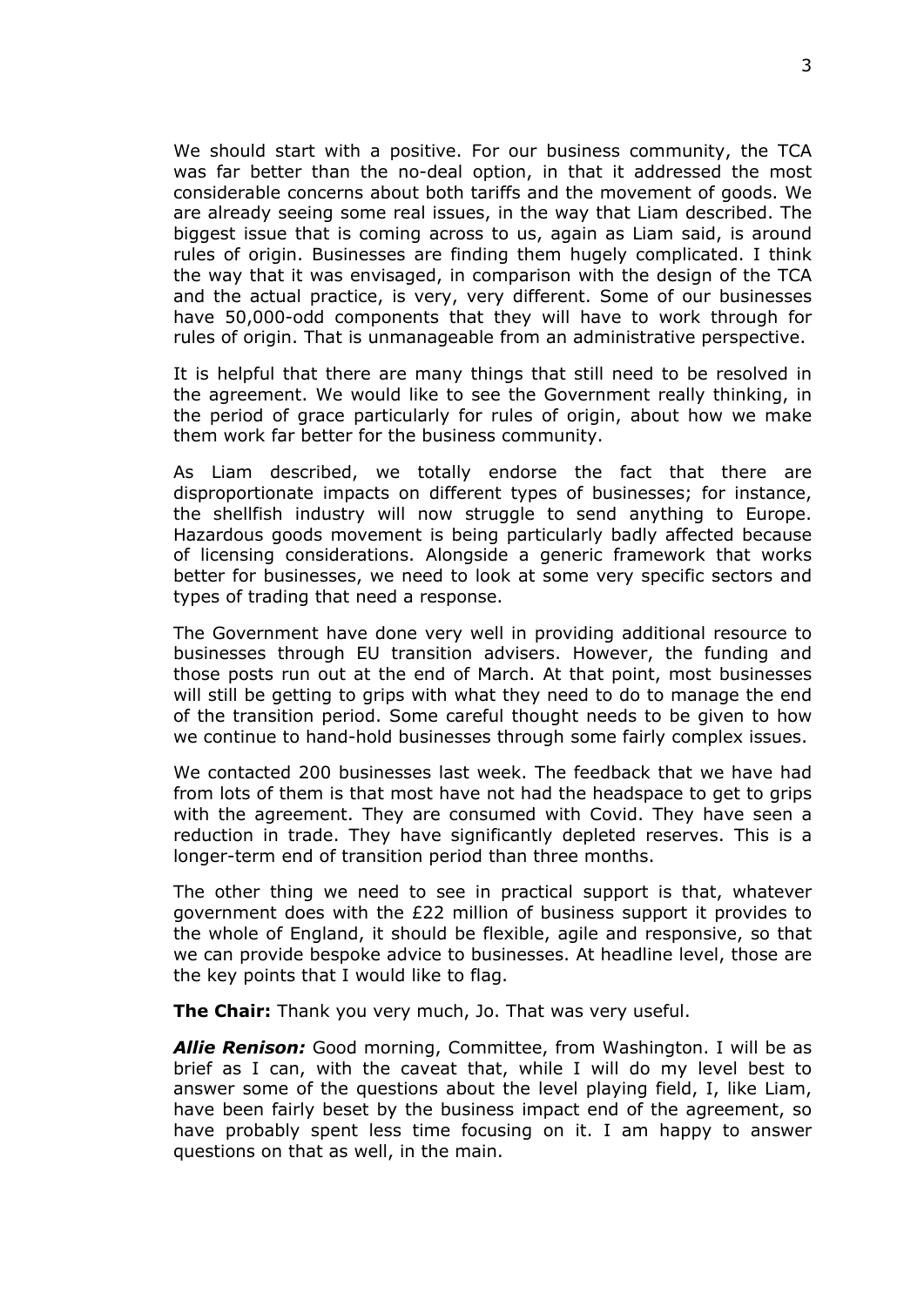We should start with a positive. For our business community, the TCA was far better than the no-deal option, in that it addressed the most considerable concerns about both tariffs and the movement of goods. We are already seeing some real issues, in the way that Liam described. The biggest issue that is coming across to us, again as Liam said, is around rules of origin. Businesses are finding them hugely complicated. I think the way that it was envisaged, in comparison with the design of the TCA and the actual practice, is very, very different. Some of our businesses have 50,000-odd components that they will have to work through for rules of origin. That is unmanageable from an administrative perspective.

It is helpful that there are many things that still need to be resolved in the agreement. We would like to see the Government really thinking, in the period of grace particularly for rules of origin, about how we make them work far better for the business community.

As Liam described, we totally endorse the fact that there are disproportionate impacts on different types of businesses; for instance, the shellfish industry will now struggle to send anything to Europe. Hazardous goods movement is being particularly badly affected because of licensing considerations. Alongside a generic framework that works better for businesses, we need to look at some very specific sectors and types of trading that need a response.

The Government have done very well in providing additional resource to businesses through EU transition advisers. However, the funding and those posts run out at the end of March. At that point, most businesses will still be getting to grips with what they need to do to manage the end of the transition period. Some careful thought needs to be given to how we continue to hand-hold businesses through some fairly complex issues.

We contacted 200 businesses last week. The feedback that we have had from lots of them is that most have not had the headspace to get to grips with the agreement. They are consumed with Covid. They have seen a reduction in trade. They have significantly depleted reserves. This is a longer-term end of transition period than three months.

The other thing we need to see in practical support is that, whatever government does with the £22 million of business support it provides to the whole of England, it should be flexible, agile and responsive, so that we can provide bespoke advice to businesses. At headline level, those are the key points that I would like to flag.

**The Chair:** Thank you very much, Jo. That was very useful.

***Allie Renison:*** Good morning, Committee, from Washington. I will be as brief as I can, with the caveat that, while I will do my level best to answer some of the questions about the level playing field, I, like Liam, have been fairly beset by the business impact end of the agreement, so have probably spent less time focusing on it. I am happy to answer questions on that as well, in the main.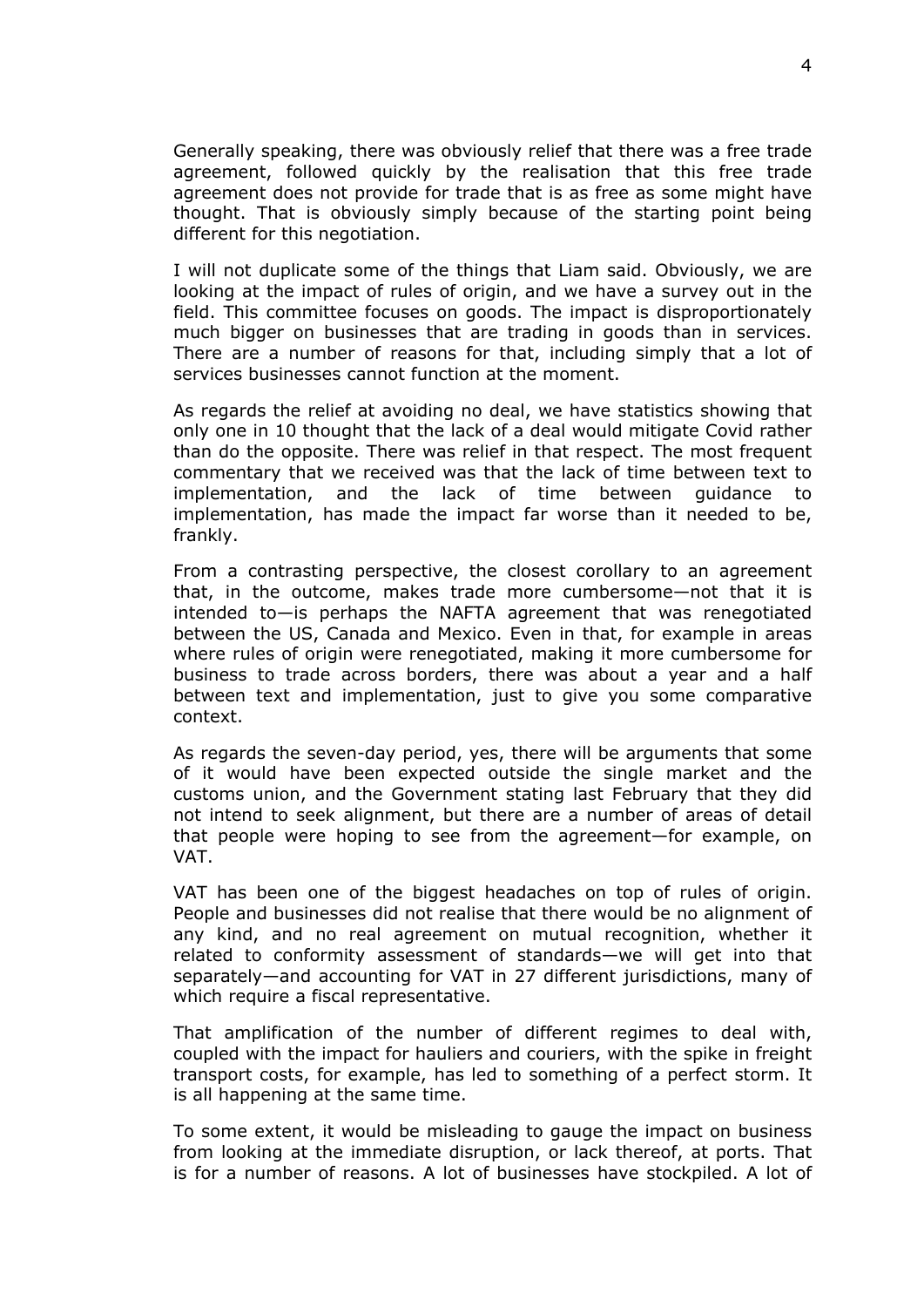Generally speaking, there was obviously relief that there was a free trade agreement, followed quickly by the realisation that this free trade agreement does not provide for trade that is as free as some might have thought. That is obviously simply because of the starting point being different for this negotiation.

I will not duplicate some of the things that Liam said. Obviously, we are looking at the impact of rules of origin, and we have a survey out in the field. This committee focuses on goods. The impact is disproportionately much bigger on businesses that are trading in goods than in services. There are a number of reasons for that, including simply that a lot of services businesses cannot function at the moment.

As regards the relief at avoiding no deal, we have statistics showing that only one in 10 thought that the lack of a deal would mitigate Covid rather than do the opposite. There was relief in that respect. The most frequent commentary that we received was that the lack of time between text to implementation, and the lack of time between guidance to implementation, has made the impact far worse than it needed to be, frankly.

From a contrasting perspective, the closest corollary to an agreement that, in the outcome, makes trade more cumbersome—not that it is intended to—is perhaps the NAFTA agreement that was renegotiated between the US, Canada and Mexico. Even in that, for example in areas where rules of origin were renegotiated, making it more cumbersome for business to trade across borders, there was about a year and a half between text and implementation, just to give you some comparative context.

As regards the seven-day period, yes, there will be arguments that some of it would have been expected outside the single market and the customs union, and the Government stating last February that they did not intend to seek alignment, but there are a number of areas of detail that people were hoping to see from the agreement—for example, on VAT.

VAT has been one of the biggest headaches on top of rules of origin. People and businesses did not realise that there would be no alignment of any kind, and no real agreement on mutual recognition, whether it related to conformity assessment of standards—we will get into that separately—and accounting for VAT in 27 different jurisdictions, many of which require a fiscal representative.

That amplification of the number of different regimes to deal with, coupled with the impact for hauliers and couriers, with the spike in freight transport costs, for example, has led to something of a perfect storm. It is all happening at the same time.

To some extent, it would be misleading to gauge the impact on business from looking at the immediate disruption, or lack thereof, at ports. That is for a number of reasons. A lot of businesses have stockpiled. A lot of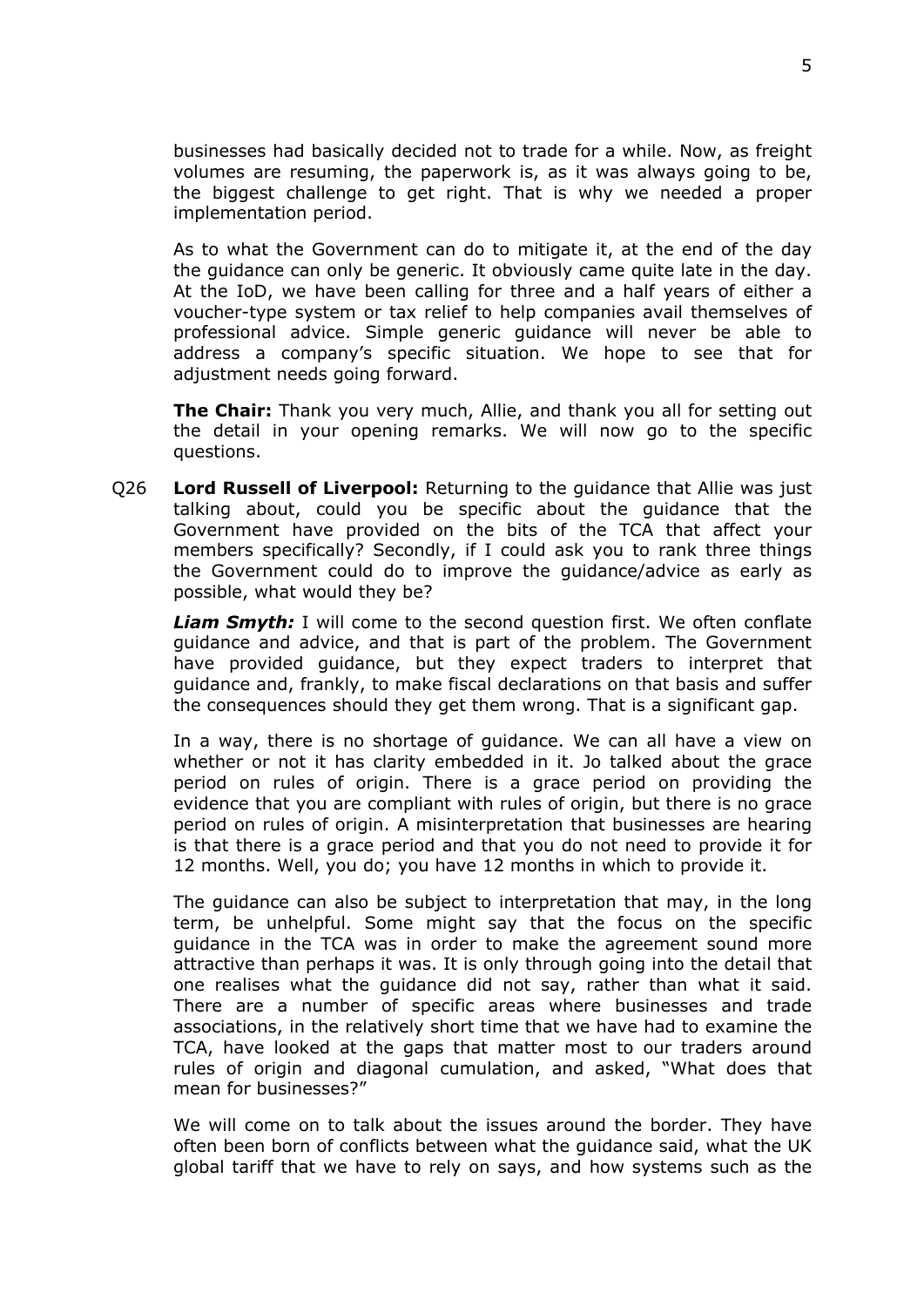businesses had basically decided not to trade for a while. Now, as freight volumes are resuming, the paperwork is, as it was always going to be, the biggest challenge to get right. That is why we needed a proper implementation period.

As to what the Government can do to mitigate it, at the end of the day the guidance can only be generic. It obviously came quite late in the day. At the IoD, we have been calling for three and a half years of either a voucher-type system or tax relief to help companies avail themselves of professional advice. Simple generic guidance will never be able to address a company's specific situation. We hope to see that for adjustment needs going forward.

**The Chair:** Thank you very much, Allie, and thank you all for setting out the detail in your opening remarks. We will now go to the specific questions.

Q26 **Lord Russell of Liverpool:** Returning to the guidance that Allie was just talking about, could you be specific about the guidance that the Government have provided on the bits of the TCA that affect your members specifically? Secondly, if I could ask you to rank three things the Government could do to improve the guidance/advice as early as possible, what would they be?

***Liam Smyth:*** I will come to the second question first. We often conflate guidance and advice, and that is part of the problem. The Government have provided guidance, but they expect traders to interpret that guidance and, frankly, to make fiscal declarations on that basis and suffer the consequences should they get them wrong. That is a significant gap.

In a way, there is no shortage of guidance. We can all have a view on whether or not it has clarity embedded in it. Jo talked about the grace period on rules of origin. There is a grace period on providing the evidence that you are compliant with rules of origin, but there is no grace period on rules of origin. A misinterpretation that businesses are hearing is that there is a grace period and that you do not need to provide it for 12 months. Well, you do; you have 12 months in which to provide it.

The guidance can also be subject to interpretation that may, in the long term, be unhelpful. Some might say that the focus on the specific guidance in the TCA was in order to make the agreement sound more attractive than perhaps it was. It is only through going into the detail that one realises what the guidance did not say, rather than what it said. There are a number of specific areas where businesses and trade associations, in the relatively short time that we have had to examine the TCA, have looked at the gaps that matter most to our traders around rules of origin and diagonal cumulation, and asked, "What does that mean for businesses?"

We will come on to talk about the issues around the border. They have often been born of conflicts between what the guidance said, what the UK global tariff that we have to rely on says, and how systems such as the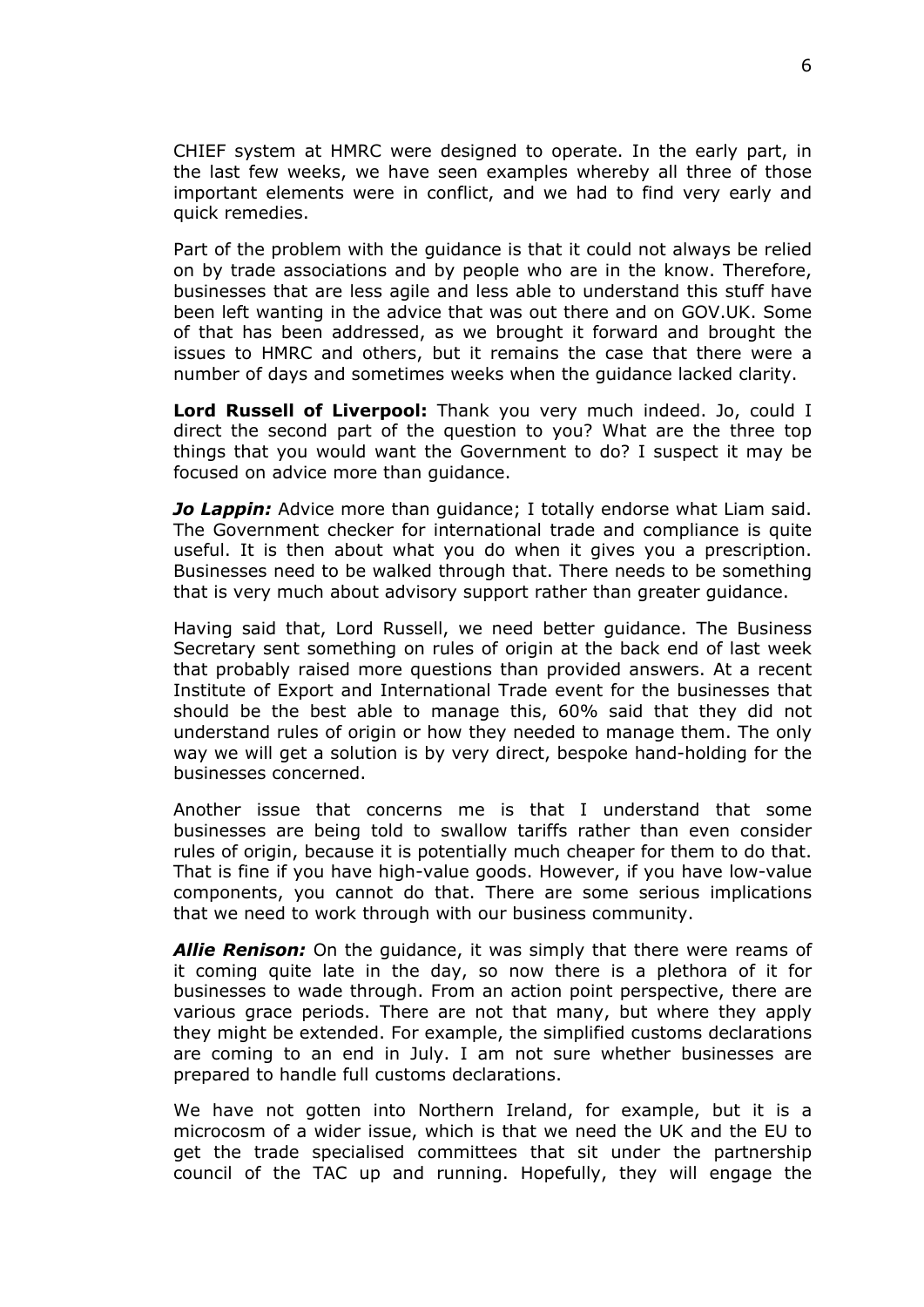CHIEF system at HMRC were designed to operate. In the early part, in the last few weeks, we have seen examples whereby all three of those important elements were in conflict, and we had to find very early and quick remedies.

Part of the problem with the guidance is that it could not always be relied on by trade associations and by people who are in the know. Therefore, businesses that are less agile and less able to understand this stuff have been left wanting in the advice that was out there and on GOV.UK. Some of that has been addressed, as we brought it forward and brought the issues to HMRC and others, but it remains the case that there were a number of days and sometimes weeks when the guidance lacked clarity.

**Lord Russell of Liverpool:** Thank you very much indeed. Jo, could I direct the second part of the question to you? What are the three top things that you would want the Government to do? I suspect it may be focused on advice more than guidance.

***Jo Lappin:*** Advice more than guidance; I totally endorse what Liam said. The Government checker for international trade and compliance is quite useful. It is then about what you do when it gives you a prescription. Businesses need to be walked through that. There needs to be something that is very much about advisory support rather than greater guidance.

Having said that, Lord Russell, we need better guidance. The Business Secretary sent something on rules of origin at the back end of last week that probably raised more questions than provided answers. At a recent Institute of Export and International Trade event for the businesses that should be the best able to manage this, 60% said that they did not understand rules of origin or how they needed to manage them. The only way we will get a solution is by very direct, bespoke hand-holding for the businesses concerned.

Another issue that concerns me is that I understand that some businesses are being told to swallow tariffs rather than even consider rules of origin, because it is potentially much cheaper for them to do that. That is fine if you have high-value goods. However, if you have low-value components, you cannot do that. There are some serious implications that we need to work through with our business community.

***Allie Renison:*** On the guidance, it was simply that there were reams of it coming quite late in the day, so now there is a plethora of it for businesses to wade through. From an action point perspective, there are various grace periods. There are not that many, but where they apply they might be extended. For example, the simplified customs declarations are coming to an end in July. I am not sure whether businesses are prepared to handle full customs declarations.

We have not gotten into Northern Ireland, for example, but it is a microcosm of a wider issue, which is that we need the UK and the EU to get the trade specialised committees that sit under the partnership council of the TAC up and running. Hopefully, they will engage the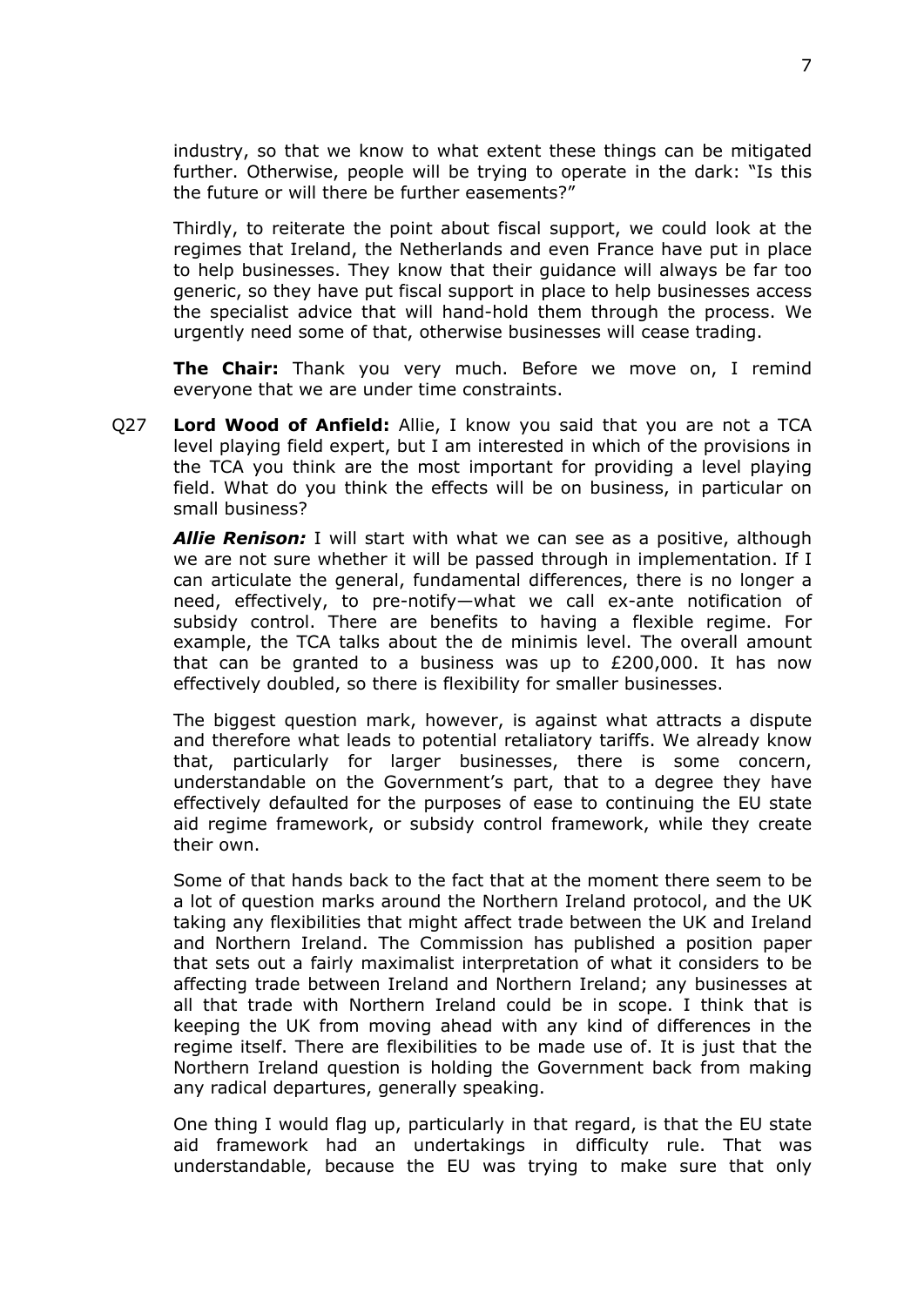industry, so that we know to what extent these things can be mitigated further. Otherwise, people will be trying to operate in the dark: "Is this the future or will there be further easements?"

Thirdly, to reiterate the point about fiscal support, we could look at the regimes that Ireland, the Netherlands and even France have put in place to help businesses. They know that their guidance will always be far too generic, so they have put fiscal support in place to help businesses access the specialist advice that will hand-hold them through the process. We urgently need some of that, otherwise businesses will cease trading.

**The Chair:** Thank you very much. Before we move on, I remind everyone that we are under time constraints.

Q27 **Lord Wood of Anfield:** Allie, I know you said that you are not a TCA level playing field expert, but I am interested in which of the provisions in the TCA you think are the most important for providing a level playing field. What do you think the effects will be on business, in particular on small business?

***Allie Renison:*** I will start with what we can see as a positive, although we are not sure whether it will be passed through in implementation. If I can articulate the general, fundamental differences, there is no longer a need, effectively, to pre-notify—what we call ex-ante notification of subsidy control. There are benefits to having a flexible regime. For example, the TCA talks about the de minimis level. The overall amount that can be granted to a business was up to £200,000. It has now effectively doubled, so there is flexibility for smaller businesses.

The biggest question mark, however, is against what attracts a dispute and therefore what leads to potential retaliatory tariffs. We already know that, particularly for larger businesses, there is some concern, understandable on the Government's part, that to a degree they have effectively defaulted for the purposes of ease to continuing the EU state aid regime framework, or subsidy control framework, while they create their own.

Some of that hands back to the fact that at the moment there seem to be a lot of question marks around the Northern Ireland protocol, and the UK taking any flexibilities that might affect trade between the UK and Ireland and Northern Ireland. The Commission has published a position paper that sets out a fairly maximalist interpretation of what it considers to be affecting trade between Ireland and Northern Ireland; any businesses at all that trade with Northern Ireland could be in scope. I think that is keeping the UK from moving ahead with any kind of differences in the regime itself. There are flexibilities to be made use of. It is just that the Northern Ireland question is holding the Government back from making any radical departures, generally speaking.

One thing I would flag up, particularly in that regard, is that the EU state aid framework had an undertakings in difficulty rule. That was understandable, because the EU was trying to make sure that only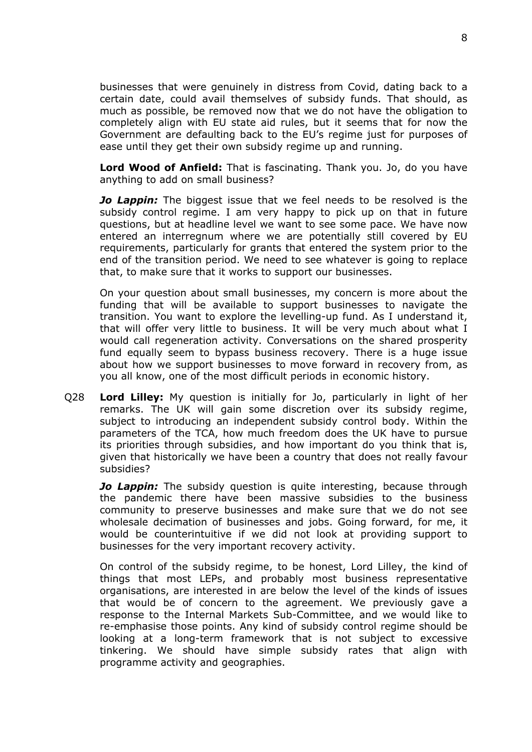businesses that were genuinely in distress from Covid, dating back to a certain date, could avail themselves of subsidy funds. That should, as much as possible, be removed now that we do not have the obligation to completely align with EU state aid rules, but it seems that for now the Government are defaulting back to the EU's regime just for purposes of ease until they get their own subsidy regime up and running.

**Lord Wood of Anfield:** That is fascinating. Thank you. Jo, do you have anything to add on small business?

***Jo Lappin:*** The biggest issue that we feel needs to be resolved is the subsidy control regime. I am very happy to pick up on that in future questions, but at headline level we want to see some pace. We have now entered an interregnum where we are potentially still covered by EU requirements, particularly for grants that entered the system prior to the end of the transition period. We need to see whatever is going to replace that, to make sure that it works to support our businesses.

On your question about small businesses, my concern is more about the funding that will be available to support businesses to navigate the transition. You want to explore the levelling-up fund. As I understand it, that will offer very little to business. It will be very much about what I would call regeneration activity. Conversations on the shared prosperity fund equally seem to bypass business recovery. There is a huge issue about how we support businesses to move forward in recovery from, as you all know, one of the most difficult periods in economic history.

Q28 **Lord Lilley:** My question is initially for Jo, particularly in light of her remarks. The UK will gain some discretion over its subsidy regime, subject to introducing an independent subsidy control body. Within the parameters of the TCA, how much freedom does the UK have to pursue its priorities through subsidies, and how important do you think that is, given that historically we have been a country that does not really favour subsidies?

***Jo Lappin:*** The subsidy question is quite interesting, because through the pandemic there have been massive subsidies to the business community to preserve businesses and make sure that we do not see wholesale decimation of businesses and jobs. Going forward, for me, it would be counterintuitive if we did not look at providing support to businesses for the very important recovery activity.

On control of the subsidy regime, to be honest, Lord Lilley, the kind of things that most LEPs, and probably most business representative organisations, are interested in are below the level of the kinds of issues that would be of concern to the agreement. We previously gave a response to the Internal Markets Sub-Committee, and we would like to re-emphasise those points. Any kind of subsidy control regime should be looking at a long-term framework that is not subject to excessive tinkering. We should have simple subsidy rates that align with programme activity and geographies.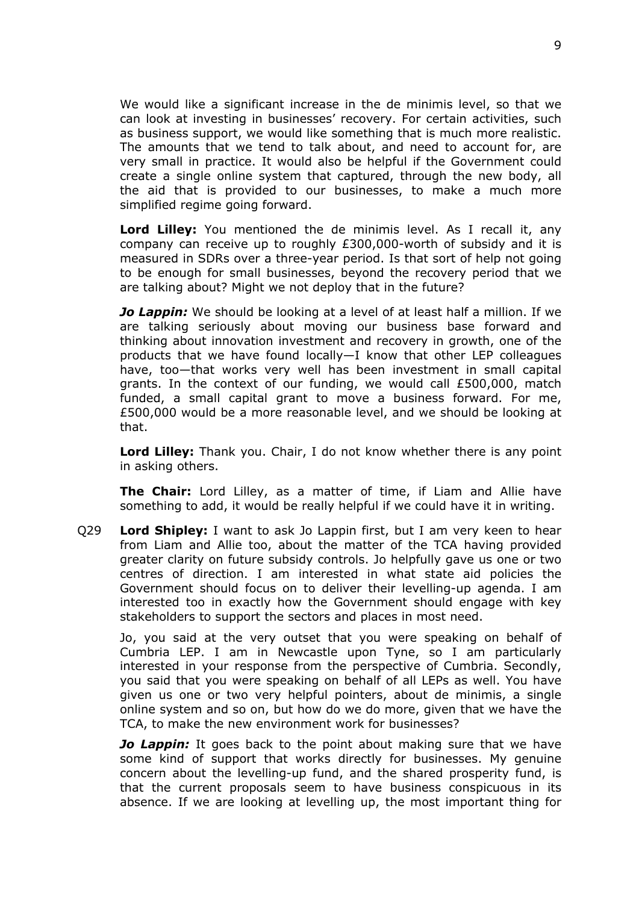We would like a significant increase in the de minimis level, so that we can look at investing in businesses' recovery. For certain activities, such as business support, we would like something that is much more realistic. The amounts that we tend to talk about, and need to account for, are very small in practice. It would also be helpful if the Government could create a single online system that captured, through the new body, all the aid that is provided to our businesses, to make a much more simplified regime going forward.

**Lord Lilley:** You mentioned the de minimis level. As I recall it, any company can receive up to roughly £300,000-worth of subsidy and it is measured in SDRs over a three-year period. Is that sort of help not going to be enough for small businesses, beyond the recovery period that we are talking about? Might we not deploy that in the future?

***Jo Lappin:*** We should be looking at a level of at least half a million. If we are talking seriously about moving our business base forward and thinking about innovation investment and recovery in growth, one of the products that we have found locally—I know that other LEP colleagues have, too—that works very well has been investment in small capital grants. In the context of our funding, we would call £500,000, match funded, a small capital grant to move a business forward. For me, £500,000 would be a more reasonable level, and we should be looking at that.

**Lord Lilley:** Thank you. Chair, I do not know whether there is any point in asking others.

**The Chair:** Lord Lilley, as a matter of time, if Liam and Allie have something to add, it would be really helpful if we could have it in writing.

Q29 **Lord Shipley:** I want to ask Jo Lappin first, but I am very keen to hear from Liam and Allie too, about the matter of the TCA having provided greater clarity on future subsidy controls. Jo helpfully gave us one or two centres of direction. I am interested in what state aid policies the Government should focus on to deliver their levelling-up agenda. I am interested too in exactly how the Government should engage with key stakeholders to support the sectors and places in most need.

Jo, you said at the very outset that you were speaking on behalf of Cumbria LEP. I am in Newcastle upon Tyne, so I am particularly interested in your response from the perspective of Cumbria. Secondly, you said that you were speaking on behalf of all LEPs as well. You have given us one or two very helpful pointers, about de minimis, a single online system and so on, but how do we do more, given that we have the TCA, to make the new environment work for businesses?

***Jo Lappin:*** It goes back to the point about making sure that we have some kind of support that works directly for businesses. My genuine concern about the levelling-up fund, and the shared prosperity fund, is that the current proposals seem to have business conspicuous in its absence. If we are looking at levelling up, the most important thing for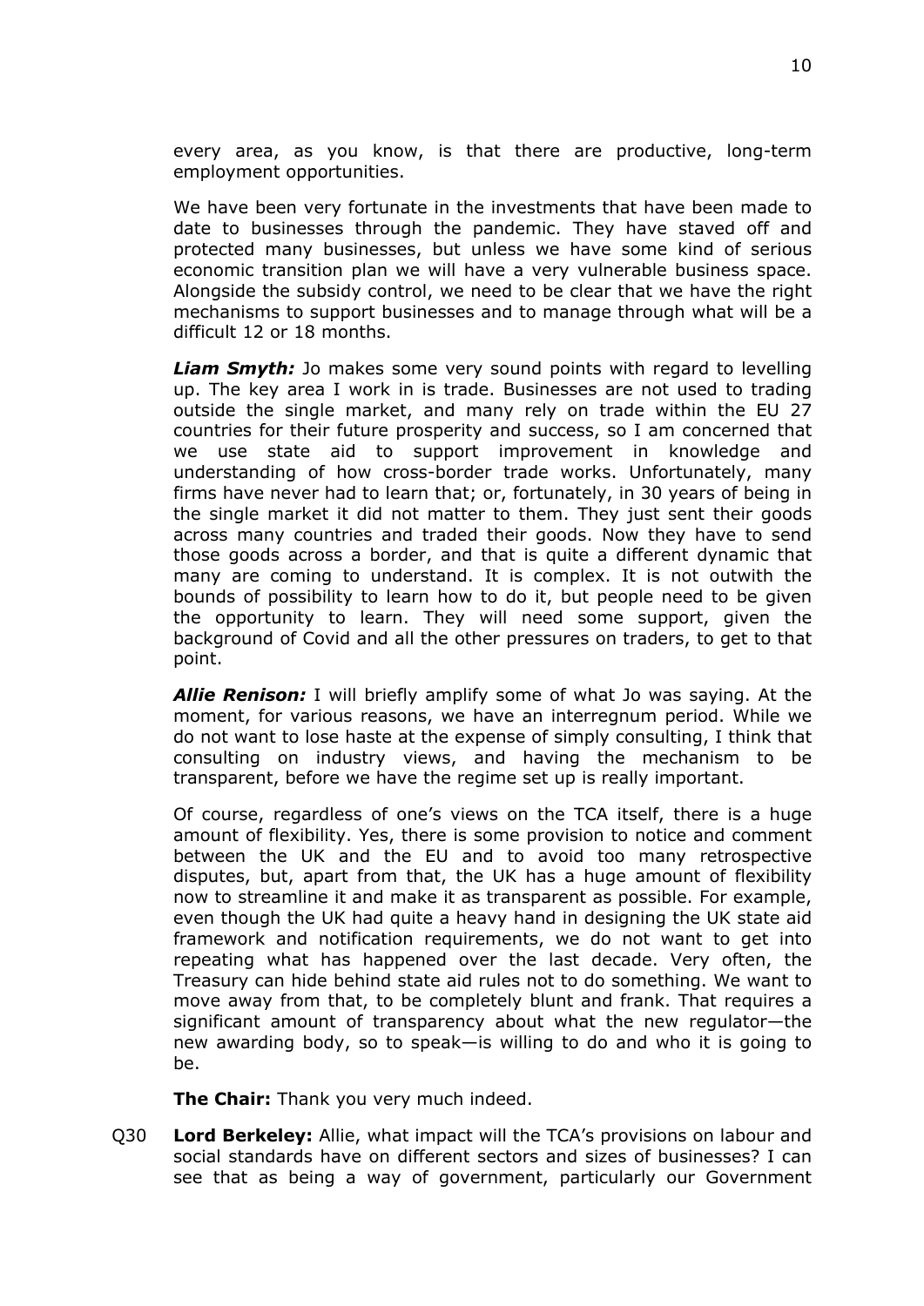every area, as you know, is that there are productive, long-term employment opportunities.

We have been very fortunate in the investments that have been made to date to businesses through the pandemic. They have staved off and protected many businesses, but unless we have some kind of serious economic transition plan we will have a very vulnerable business space. Alongside the subsidy control, we need to be clear that we have the right mechanisms to support businesses and to manage through what will be a difficult 12 or 18 months.

***Liam Smyth:*** Jo makes some very sound points with regard to levelling up. The key area I work in is trade. Businesses are not used to trading outside the single market, and many rely on trade within the EU 27 countries for their future prosperity and success, so I am concerned that we use state aid to support improvement in knowledge and understanding of how cross-border trade works. Unfortunately, many firms have never had to learn that; or, fortunately, in 30 years of being in the single market it did not matter to them. They just sent their goods across many countries and traded their goods. Now they have to send those goods across a border, and that is quite a different dynamic that many are coming to understand. It is complex. It is not outwith the bounds of possibility to learn how to do it, but people need to be given the opportunity to learn. They will need some support, given the background of Covid and all the other pressures on traders, to get to that point.

***Allie Renison:*** I will briefly amplify some of what Jo was saying. At the moment, for various reasons, we have an interregnum period. While we do not want to lose haste at the expense of simply consulting, I think that consulting on industry views, and having the mechanism to be transparent, before we have the regime set up is really important.

Of course, regardless of one's views on the TCA itself, there is a huge amount of flexibility. Yes, there is some provision to notice and comment between the UK and the EU and to avoid too many retrospective disputes, but, apart from that, the UK has a huge amount of flexibility now to streamline it and make it as transparent as possible. For example, even though the UK had quite a heavy hand in designing the UK state aid framework and notification requirements, we do not want to get into repeating what has happened over the last decade. Very often, the Treasury can hide behind state aid rules not to do something. We want to move away from that, to be completely blunt and frank. That requires a significant amount of transparency about what the new regulator—the new awarding body, so to speak—is willing to do and who it is going to be.

**The Chair:** Thank you very much indeed.

Q30 **Lord Berkeley:** Allie, what impact will the TCA's provisions on labour and social standards have on different sectors and sizes of businesses? I can see that as being a way of government, particularly our Government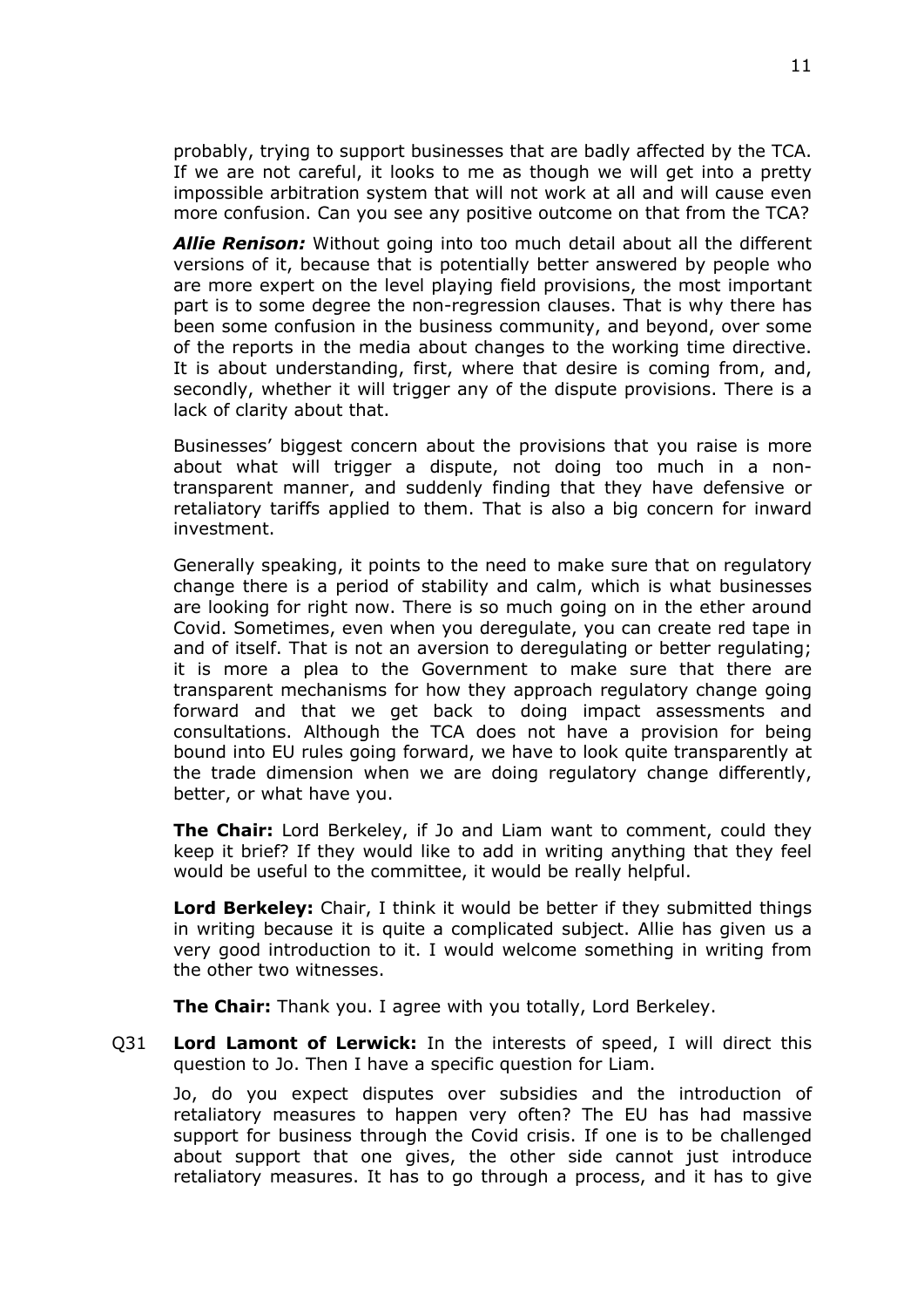probably, trying to support businesses that are badly affected by the TCA. If we are not careful, it looks to me as though we will get into a pretty impossible arbitration system that will not work at all and will cause even more confusion. Can you see any positive outcome on that from the TCA?

***Allie Renison:*** Without going into too much detail about all the different versions of it, because that is potentially better answered by people who are more expert on the level playing field provisions, the most important part is to some degree the non-regression clauses. That is why there has been some confusion in the business community, and beyond, over some of the reports in the media about changes to the working time directive. It is about understanding, first, where that desire is coming from, and, secondly, whether it will trigger any of the dispute provisions. There is a lack of clarity about that.

Businesses' biggest concern about the provisions that you raise is more about what will trigger a dispute, not doing too much in a non-transparent manner, and suddenly finding that they have defensive or retaliatory tariffs applied to them. That is also a big concern for inward investment.

Generally speaking, it points to the need to make sure that on regulatory change there is a period of stability and calm, which is what businesses are looking for right now. There is so much going on in the ether around Covid. Sometimes, even when you deregulate, you can create red tape in and of itself. That is not an aversion to deregulating or better regulating; it is more a plea to the Government to make sure that there are transparent mechanisms for how they approach regulatory change going forward and that we get back to doing impact assessments and consultations. Although the TCA does not have a provision for being bound into EU rules going forward, we have to look quite transparently at the trade dimension when we are doing regulatory change differently, better, or what have you.

**The Chair:** Lord Berkeley, if Jo and Liam want to comment, could they keep it brief? If they would like to add in writing anything that they feel would be useful to the committee, it would be really helpful.

**Lord Berkeley:** Chair, I think it would be better if they submitted things in writing because it is quite a complicated subject. Allie has given us a very good introduction to it. I would welcome something in writing from the other two witnesses.

**The Chair:** Thank you. I agree with you totally, Lord Berkeley.

Q31 **Lord Lamont of Lerwick:** In the interests of speed, I will direct this question to Jo. Then I have a specific question for Liam.

Jo, do you expect disputes over subsidies and the introduction of retaliatory measures to happen very often? The EU has had massive support for business through the Covid crisis. If one is to be challenged about support that one gives, the other side cannot just introduce retaliatory measures. It has to go through a process, and it has to give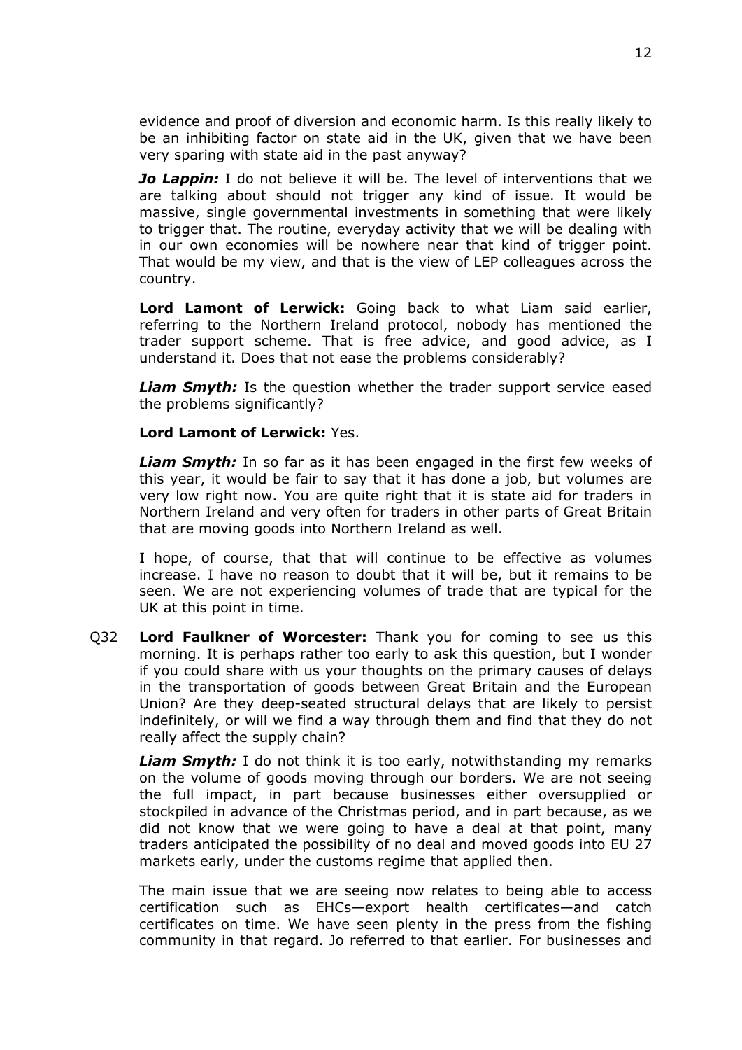evidence and proof of diversion and economic harm. Is this really likely to be an inhibiting factor on state aid in the UK, given that we have been very sparing with state aid in the past anyway?

***Jo Lappin:*** I do not believe it will be. The level of interventions that we are talking about should not trigger any kind of issue. It would be massive, single governmental investments in something that were likely to trigger that. The routine, everyday activity that we will be dealing with in our own economies will be nowhere near that kind of trigger point. That would be my view, and that is the view of LEP colleagues across the country.

**Lord Lamont of Lerwick:** Going back to what Liam said earlier, referring to the Northern Ireland protocol, nobody has mentioned the trader support scheme. That is free advice, and good advice, as I understand it. Does that not ease the problems considerably?

***Liam Smyth:*** Is the question whether the trader support service eased the problems significantly?

**Lord Lamont of Lerwick:** Yes.

***Liam Smyth:*** In so far as it has been engaged in the first few weeks of this year, it would be fair to say that it has done a job, but volumes are very low right now. You are quite right that it is state aid for traders in Northern Ireland and very often for traders in other parts of Great Britain that are moving goods into Northern Ireland as well.

I hope, of course, that that will continue to be effective as volumes increase. I have no reason to doubt that it will be, but it remains to be seen. We are not experiencing volumes of trade that are typical for the UK at this point in time.

Q32 **Lord Faulkner of Worcester:** Thank you for coming to see us this morning. It is perhaps rather too early to ask this question, but I wonder if you could share with us your thoughts on the primary causes of delays in the transportation of goods between Great Britain and the European Union? Are they deep-seated structural delays that are likely to persist indefinitely, or will we find a way through them and find that they do not really affect the supply chain?

***Liam Smyth:*** I do not think it is too early, notwithstanding my remarks on the volume of goods moving through our borders. We are not seeing the full impact, in part because businesses either oversupplied or stockpiled in advance of the Christmas period, and in part because, as we did not know that we were going to have a deal at that point, many traders anticipated the possibility of no deal and moved goods into EU 27 markets early, under the customs regime that applied then.

The main issue that we are seeing now relates to being able to access certification such as EHCs—export health certificates—and catch certificates on time. We have seen plenty in the press from the fishing community in that regard. Jo referred to that earlier. For businesses and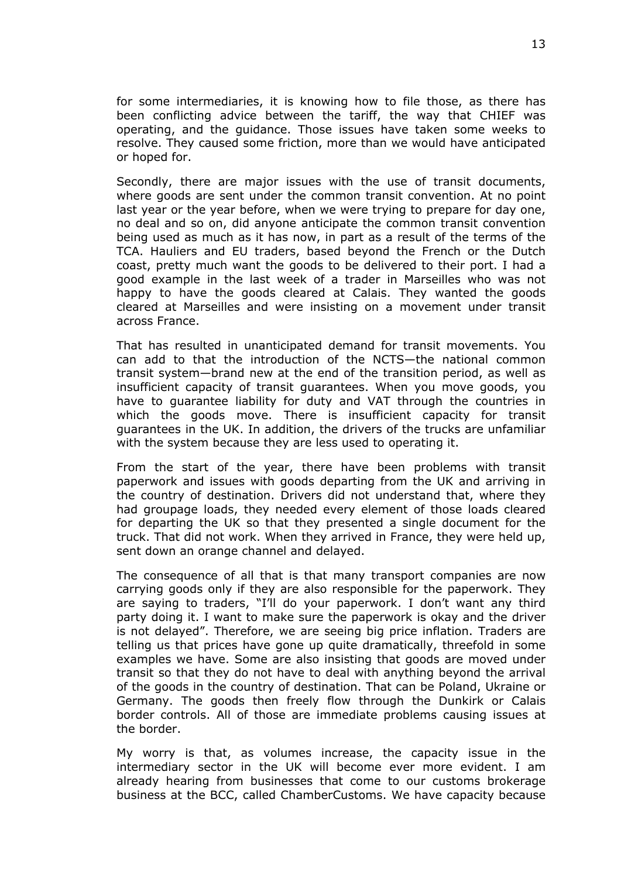for some intermediaries, it is knowing how to file those, as there has been conflicting advice between the tariff, the way that CHIEF was operating, and the guidance. Those issues have taken some weeks to resolve. They caused some friction, more than we would have anticipated or hoped for.

Secondly, there are major issues with the use of transit documents, where goods are sent under the common transit convention. At no point last year or the year before, when we were trying to prepare for day one, no deal and so on, did anyone anticipate the common transit convention being used as much as it has now, in part as a result of the terms of the TCA. Hauliers and EU traders, based beyond the French or the Dutch coast, pretty much want the goods to be delivered to their port. I had a good example in the last week of a trader in Marseilles who was not happy to have the goods cleared at Calais. They wanted the goods cleared at Marseilles and were insisting on a movement under transit across France.

That has resulted in unanticipated demand for transit movements. You can add to that the introduction of the NCTS—the national common transit system—brand new at the end of the transition period, as well as insufficient capacity of transit guarantees. When you move goods, you have to guarantee liability for duty and VAT through the countries in which the goods move. There is insufficient capacity for transit guarantees in the UK. In addition, the drivers of the trucks are unfamiliar with the system because they are less used to operating it.

From the start of the year, there have been problems with transit paperwork and issues with goods departing from the UK and arriving in the country of destination. Drivers did not understand that, where they had groupage loads, they needed every element of those loads cleared for departing the UK so that they presented a single document for the truck. That did not work. When they arrived in France, they were held up, sent down an orange channel and delayed.

The consequence of all that is that many transport companies are now carrying goods only if they are also responsible for the paperwork. They are saying to traders, "I'll do your paperwork. I don't want any third party doing it. I want to make sure the paperwork is okay and the driver is not delayed". Therefore, we are seeing big price inflation. Traders are telling us that prices have gone up quite dramatically, threefold in some examples we have. Some are also insisting that goods are moved under transit so that they do not have to deal with anything beyond the arrival of the goods in the country of destination. That can be Poland, Ukraine or Germany. The goods then freely flow through the Dunkirk or Calais border controls. All of those are immediate problems causing issues at the border.

My worry is that, as volumes increase, the capacity issue in the intermediary sector in the UK will become ever more evident. I am already hearing from businesses that come to our customs brokerage business at the BCC, called ChamberCustoms. We have capacity because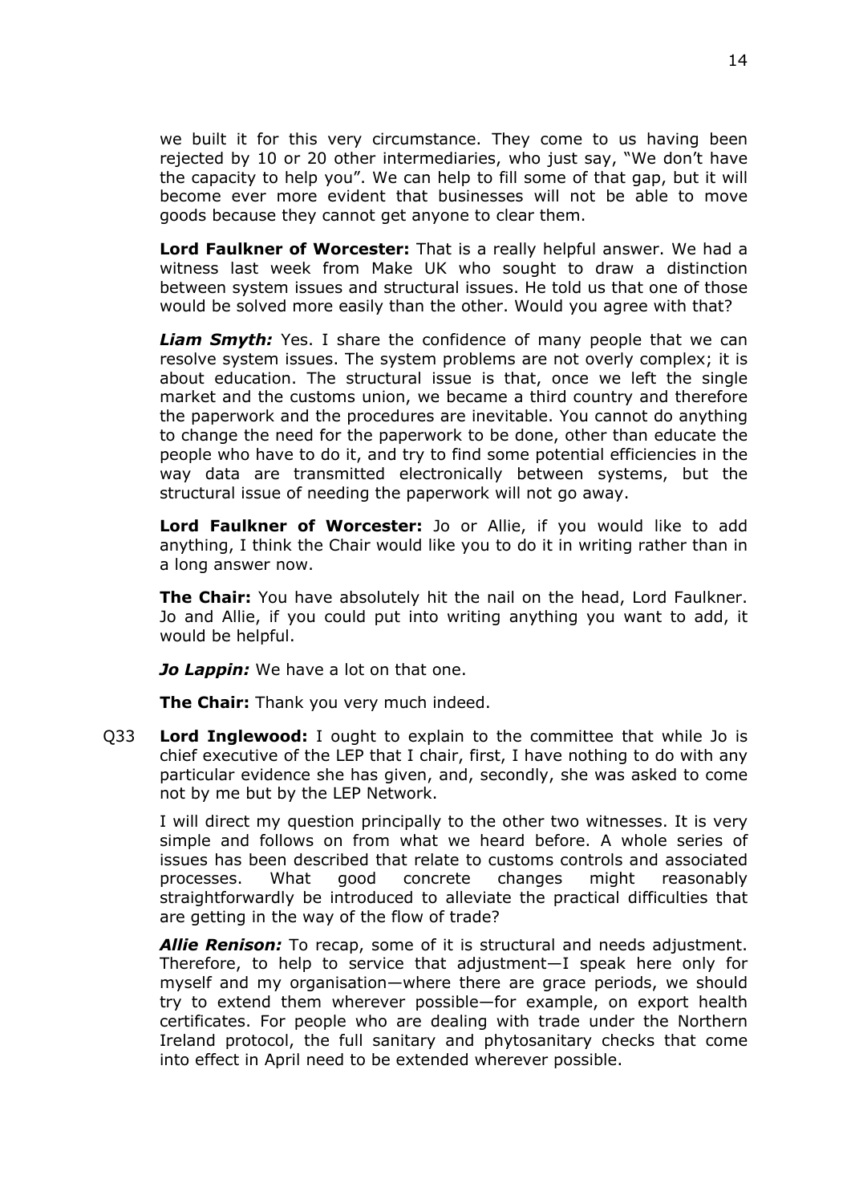we built it for this very circumstance. They come to us having been rejected by 10 or 20 other intermediaries, who just say, "We don't have the capacity to help you". We can help to fill some of that gap, but it will become ever more evident that businesses will not be able to move goods because they cannot get anyone to clear them.

**Lord Faulkner of Worcester:** That is a really helpful answer. We had a witness last week from Make UK who sought to draw a distinction between system issues and structural issues. He told us that one of those would be solved more easily than the other. Would you agree with that?

***Liam Smyth:*** Yes. I share the confidence of many people that we can resolve system issues. The system problems are not overly complex; it is about education. The structural issue is that, once we left the single market and the customs union, we became a third country and therefore the paperwork and the procedures are inevitable. You cannot do anything to change the need for the paperwork to be done, other than educate the people who have to do it, and try to find some potential efficiencies in the way data are transmitted electronically between systems, but the structural issue of needing the paperwork will not go away.

**Lord Faulkner of Worcester:** Jo or Allie, if you would like to add anything, I think the Chair would like you to do it in writing rather than in a long answer now.

**The Chair:** You have absolutely hit the nail on the head, Lord Faulkner. Jo and Allie, if you could put into writing anything you want to add, it would be helpful.

***Jo Lappin:*** We have a lot on that one.

**The Chair:** Thank you very much indeed.

Q33 **Lord Inglewood:** I ought to explain to the committee that while Jo is chief executive of the LEP that I chair, first, I have nothing to do with any particular evidence she has given, and, secondly, she was asked to come not by me but by the LEP Network.

I will direct my question principally to the other two witnesses. It is very simple and follows on from what we heard before. A whole series of issues has been described that relate to customs controls and associated processes. What good concrete changes might reasonably straightforwardly be introduced to alleviate the practical difficulties that are getting in the way of the flow of trade?

***Allie Renison:*** To recap, some of it is structural and needs adjustment. Therefore, to help to service that adjustment—I speak here only for myself and my organisation—where there are grace periods, we should try to extend them wherever possible—for example, on export health certificates. For people who are dealing with trade under the Northern Ireland protocol, the full sanitary and phytosanitary checks that come into effect in April need to be extended wherever possible.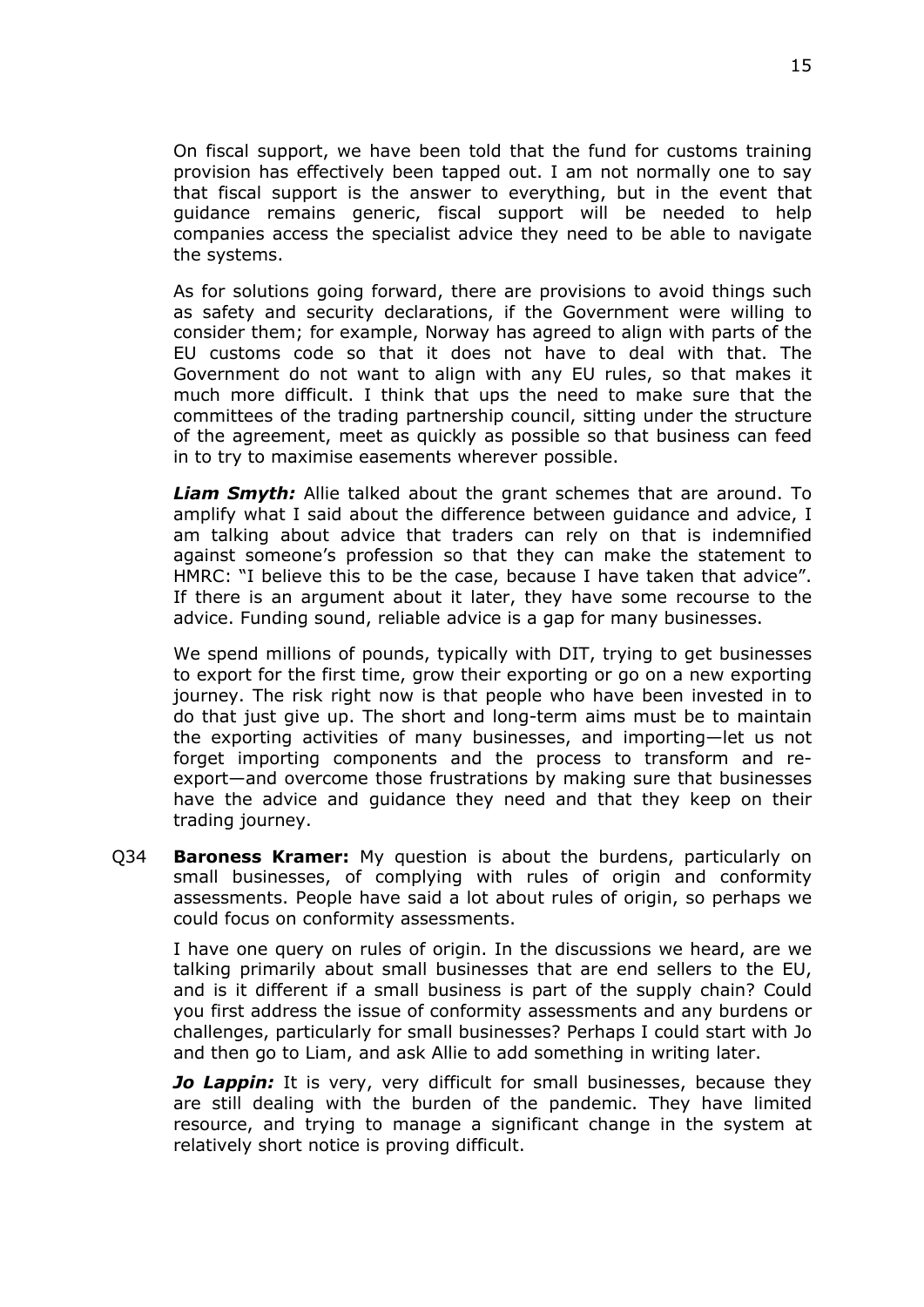On fiscal support, we have been told that the fund for customs training provision has effectively been tapped out. I am not normally one to say that fiscal support is the answer to everything, but in the event that guidance remains generic, fiscal support will be needed to help companies access the specialist advice they need to be able to navigate the systems.

As for solutions going forward, there are provisions to avoid things such as safety and security declarations, if the Government were willing to consider them; for example, Norway has agreed to align with parts of the EU customs code so that it does not have to deal with that. The Government do not want to align with any EU rules, so that makes it much more difficult. I think that ups the need to make sure that the committees of the trading partnership council, sitting under the structure of the agreement, meet as quickly as possible so that business can feed in to try to maximise easements wherever possible.

***Liam Smyth:*** Allie talked about the grant schemes that are around. To amplify what I said about the difference between guidance and advice, I am talking about advice that traders can rely on that is indemnified against someone's profession so that they can make the statement to HMRC: "I believe this to be the case, because I have taken that advice". If there is an argument about it later, they have some recourse to the advice. Funding sound, reliable advice is a gap for many businesses.

We spend millions of pounds, typically with DIT, trying to get businesses to export for the first time, grow their exporting or go on a new exporting journey. The risk right now is that people who have been invested in to do that just give up. The short and long-term aims must be to maintain the exporting activities of many businesses, and importing—let us not forget importing components and the process to transform and re-export—and overcome those frustrations by making sure that businesses have the advice and guidance they need and that they keep on their trading journey.

Q34 **Baroness Kramer:** My question is about the burdens, particularly on small businesses, of complying with rules of origin and conformity assessments. People have said a lot about rules of origin, so perhaps we could focus on conformity assessments.

I have one query on rules of origin. In the discussions we heard, are we talking primarily about small businesses that are end sellers to the EU, and is it different if a small business is part of the supply chain? Could you first address the issue of conformity assessments and any burdens or challenges, particularly for small businesses? Perhaps I could start with Jo and then go to Liam, and ask Allie to add something in writing later.

***Jo Lappin:*** It is very, very difficult for small businesses, because they are still dealing with the burden of the pandemic. They have limited resource, and trying to manage a significant change in the system at relatively short notice is proving difficult.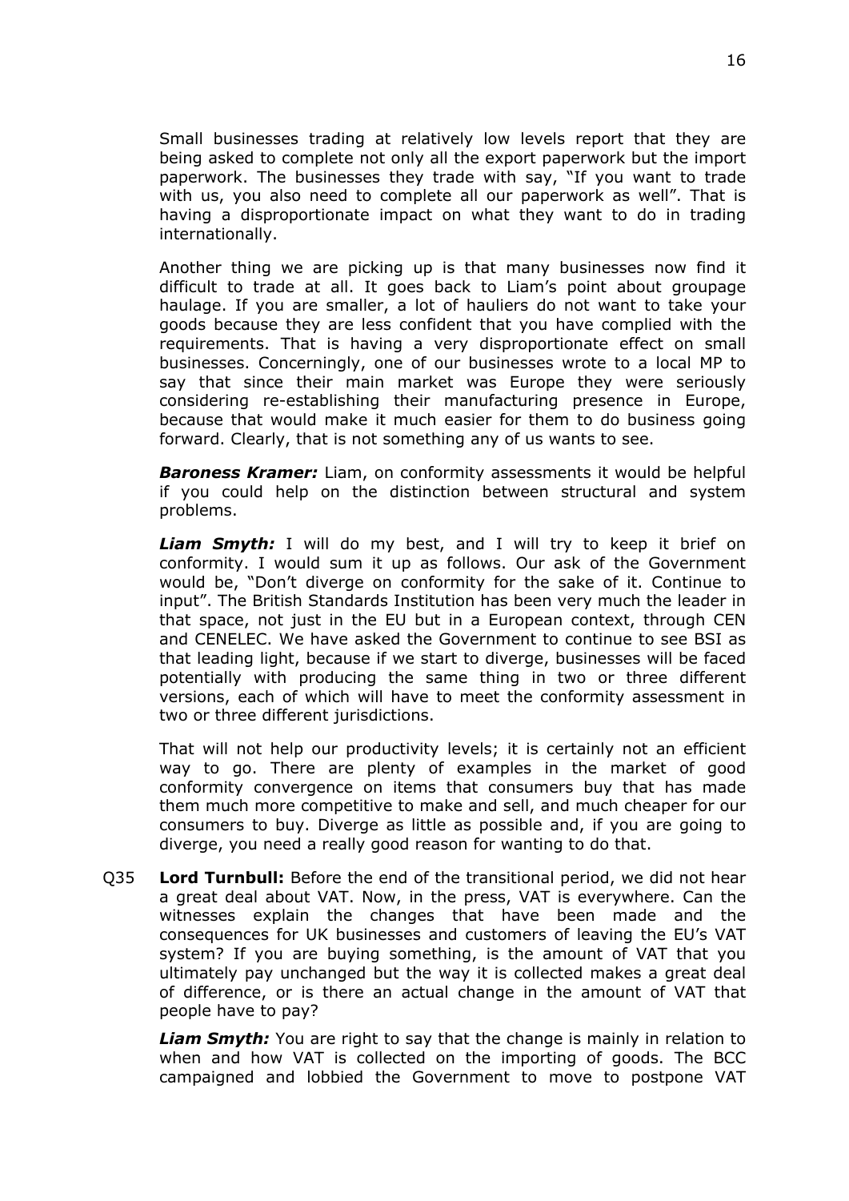Small businesses trading at relatively low levels report that they are being asked to complete not only all the export paperwork but the import paperwork. The businesses they trade with say, "If you want to trade with us, you also need to complete all our paperwork as well". That is having a disproportionate impact on what they want to do in trading internationally.

Another thing we are picking up is that many businesses now find it difficult to trade at all. It goes back to Liam's point about groupage haulage. If you are smaller, a lot of hauliers do not want to take your goods because they are less confident that you have complied with the requirements. That is having a very disproportionate effect on small businesses. Concerningly, one of our businesses wrote to a local MP to say that since their main market was Europe they were seriously considering re-establishing their manufacturing presence in Europe, because that would make it much easier for them to do business going forward. Clearly, that is not something any of us wants to see.

***Baroness Kramer:*** Liam, on conformity assessments it would be helpful if you could help on the distinction between structural and system problems.

***Liam Smyth:*** I will do my best, and I will try to keep it brief on conformity. I would sum it up as follows. Our ask of the Government would be, "Don't diverge on conformity for the sake of it. Continue to input". The British Standards Institution has been very much the leader in that space, not just in the EU but in a European context, through CEN and CENELEC. We have asked the Government to continue to see BSI as that leading light, because if we start to diverge, businesses will be faced potentially with producing the same thing in two or three different versions, each of which will have to meet the conformity assessment in two or three different jurisdictions.

That will not help our productivity levels; it is certainly not an efficient way to go. There are plenty of examples in the market of good conformity convergence on items that consumers buy that has made them much more competitive to make and sell, and much cheaper for our consumers to buy. Diverge as little as possible and, if you are going to diverge, you need a really good reason for wanting to do that.

Q35 **Lord Turnbull:** Before the end of the transitional period, we did not hear a great deal about VAT. Now, in the press, VAT is everywhere. Can the witnesses explain the changes that have been made and the consequences for UK businesses and customers of leaving the EU's VAT system? If you are buying something, is the amount of VAT that you ultimately pay unchanged but the way it is collected makes a great deal of difference, or is there an actual change in the amount of VAT that people have to pay?

***Liam Smyth:*** You are right to say that the change is mainly in relation to when and how VAT is collected on the importing of goods. The BCC campaigned and lobbied the Government to move to postpone VAT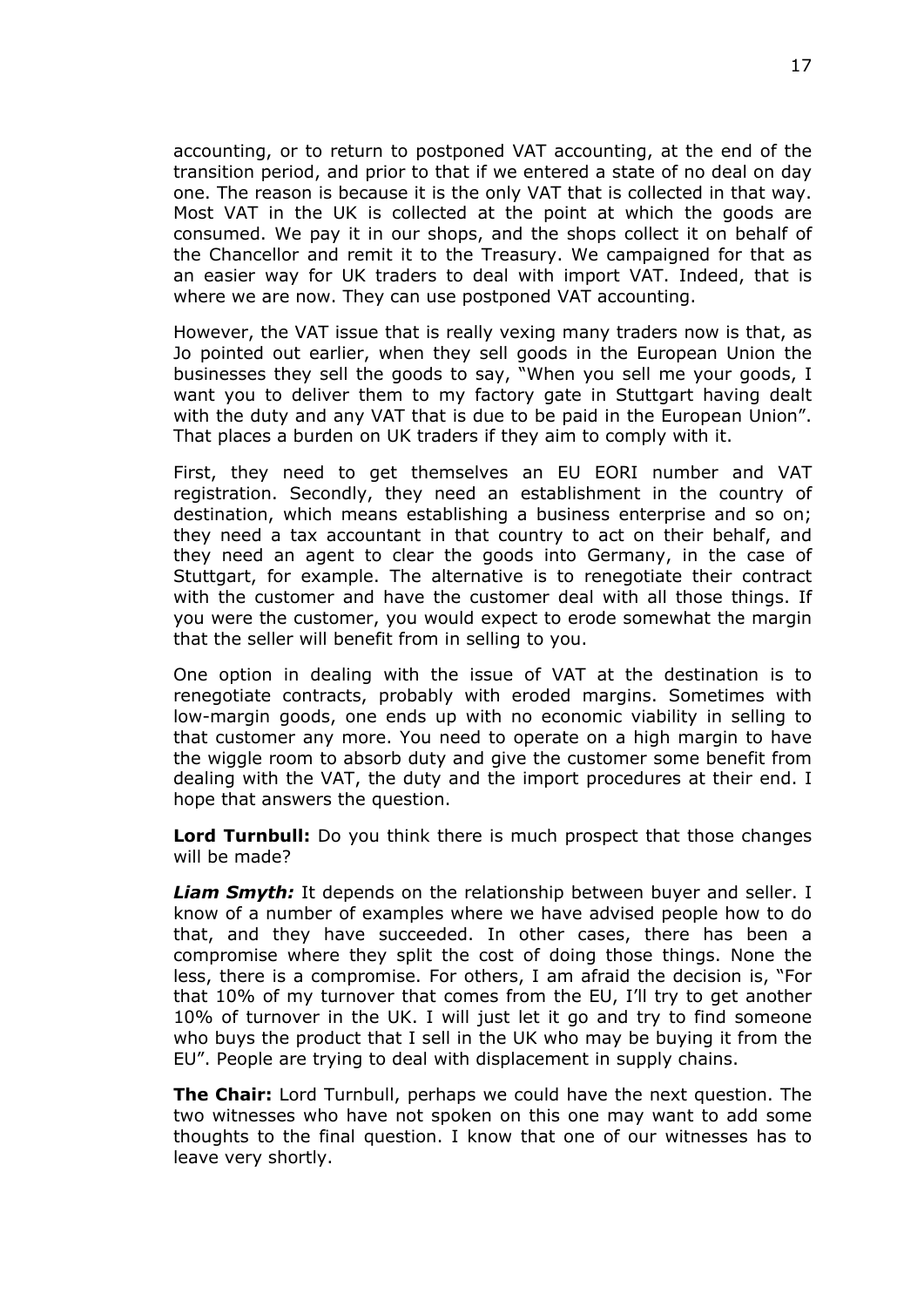accounting, or to return to postponed VAT accounting, at the end of the transition period, and prior to that if we entered a state of no deal on day one. The reason is because it is the only VAT that is collected in that way. Most VAT in the UK is collected at the point at which the goods are consumed. We pay it in our shops, and the shops collect it on behalf of the Chancellor and remit it to the Treasury. We campaigned for that as an easier way for UK traders to deal with import VAT. Indeed, that is where we are now. They can use postponed VAT accounting.

However, the VAT issue that is really vexing many traders now is that, as Jo pointed out earlier, when they sell goods in the European Union the businesses they sell the goods to say, "When you sell me your goods, I want you to deliver them to my factory gate in Stuttgart having dealt with the duty and any VAT that is due to be paid in the European Union". That places a burden on UK traders if they aim to comply with it.

First, they need to get themselves an EU EORI number and VAT registration. Secondly, they need an establishment in the country of destination, which means establishing a business enterprise and so on; they need a tax accountant in that country to act on their behalf, and they need an agent to clear the goods into Germany, in the case of Stuttgart, for example. The alternative is to renegotiate their contract with the customer and have the customer deal with all those things. If you were the customer, you would expect to erode somewhat the margin that the seller will benefit from in selling to you.

One option in dealing with the issue of VAT at the destination is to renegotiate contracts, probably with eroded margins. Sometimes with low-margin goods, one ends up with no economic viability in selling to that customer any more. You need to operate on a high margin to have the wiggle room to absorb duty and give the customer some benefit from dealing with the VAT, the duty and the import procedures at their end. I hope that answers the question.

**Lord Turnbull:** Do you think there is much prospect that those changes will be made?

***Liam Smyth:*** It depends on the relationship between buyer and seller. I know of a number of examples where we have advised people how to do that, and they have succeeded. In other cases, there has been a compromise where they split the cost of doing those things. None the less, there is a compromise. For others, I am afraid the decision is, "For that 10% of my turnover that comes from the EU, I'll try to get another 10% of turnover in the UK. I will just let it go and try to find someone who buys the product that I sell in the UK who may be buying it from the EU". People are trying to deal with displacement in supply chains.

**The Chair:** Lord Turnbull, perhaps we could have the next question. The two witnesses who have not spoken on this one may want to add some thoughts to the final question. I know that one of our witnesses has to leave very shortly.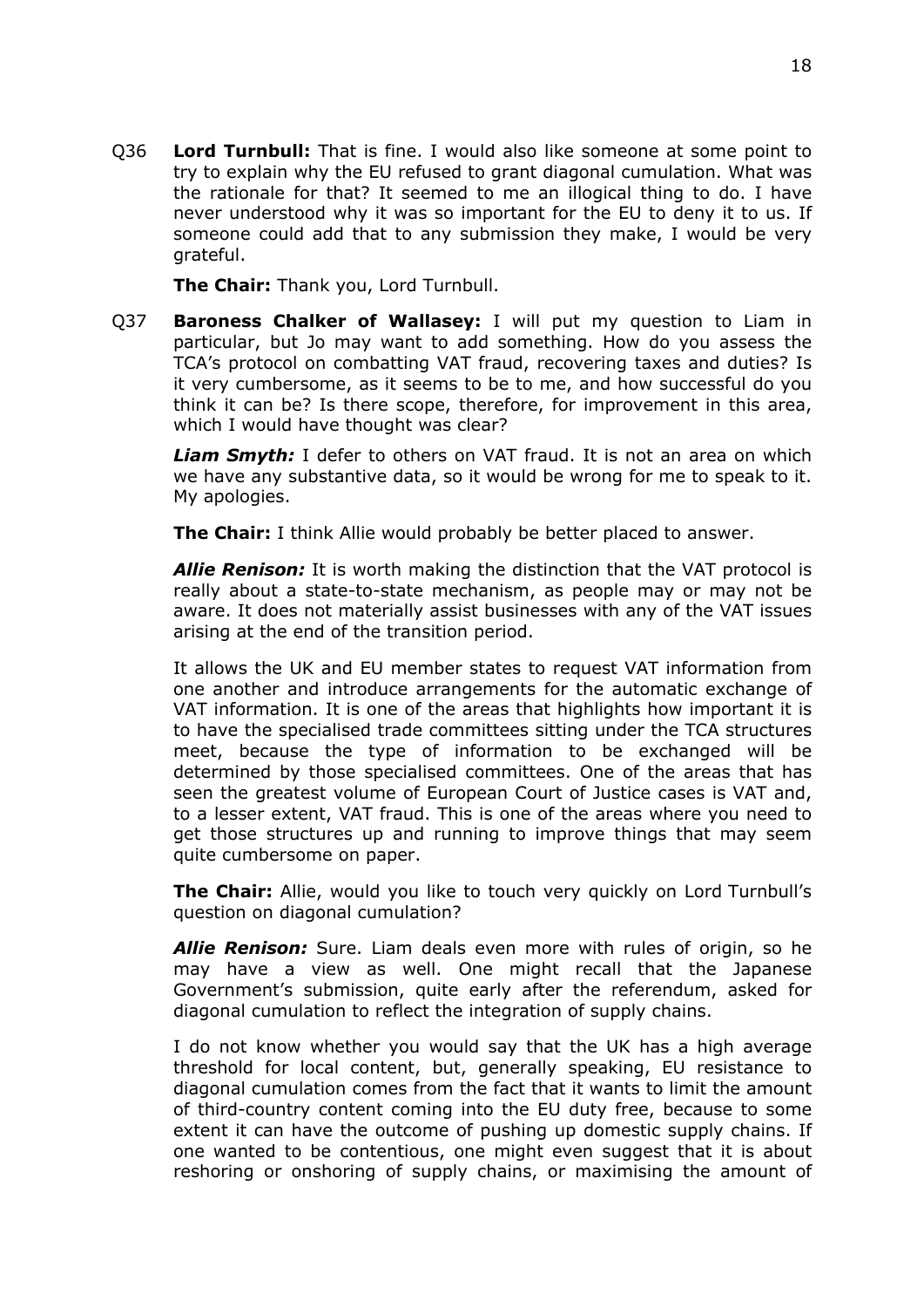Q36 **Lord Turnbull:** That is fine. I would also like someone at some point to try to explain why the EU refused to grant diagonal cumulation. What was the rationale for that? It seemed to me an illogical thing to do. I have never understood why it was so important for the EU to deny it to us. If someone could add that to any submission they make, I would be very grateful.

**The Chair:** Thank you, Lord Turnbull.

Q37 **Baroness Chalker of Wallasey:** I will put my question to Liam in particular, but Jo may want to add something. How do you assess the TCA's protocol on combatting VAT fraud, recovering taxes and duties? Is it very cumbersome, as it seems to be to me, and how successful do you think it can be? Is there scope, therefore, for improvement in this area, which I would have thought was clear?

***Liam Smyth:*** I defer to others on VAT fraud. It is not an area on which we have any substantive data, so it would be wrong for me to speak to it. My apologies.

**The Chair:** I think Allie would probably be better placed to answer.

***Allie Renison:*** It is worth making the distinction that the VAT protocol is really about a state-to-state mechanism, as people may or may not be aware. It does not materially assist businesses with any of the VAT issues arising at the end of the transition period.

It allows the UK and EU member states to request VAT information from one another and introduce arrangements for the automatic exchange of VAT information. It is one of the areas that highlights how important it is to have the specialised trade committees sitting under the TCA structures meet, because the type of information to be exchanged will be determined by those specialised committees. One of the areas that has seen the greatest volume of European Court of Justice cases is VAT and, to a lesser extent, VAT fraud. This is one of the areas where you need to get those structures up and running to improve things that may seem quite cumbersome on paper.

**The Chair:** Allie, would you like to touch very quickly on Lord Turnbull's question on diagonal cumulation?

***Allie Renison:*** Sure. Liam deals even more with rules of origin, so he may have a view as well. One might recall that the Japanese Government's submission, quite early after the referendum, asked for diagonal cumulation to reflect the integration of supply chains.

I do not know whether you would say that the UK has a high average threshold for local content, but, generally speaking, EU resistance to diagonal cumulation comes from the fact that it wants to limit the amount of third-country content coming into the EU duty free, because to some extent it can have the outcome of pushing up domestic supply chains. If one wanted to be contentious, one might even suggest that it is about reshoring or onshoring of supply chains, or maximising the amount of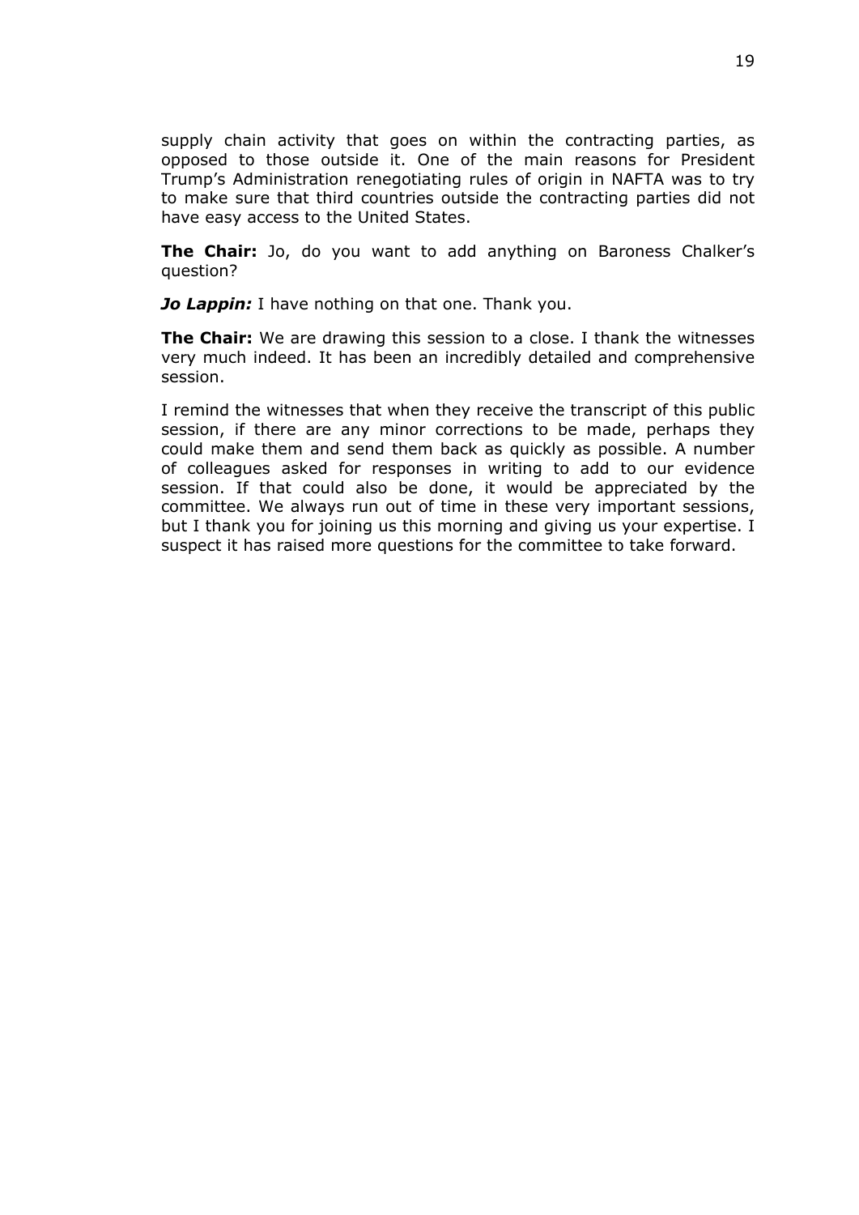supply chain activity that goes on within the contracting parties, as opposed to those outside it. One of the main reasons for President Trump's Administration renegotiating rules of origin in NAFTA was to try to make sure that third countries outside the contracting parties did not have easy access to the United States.

**The Chair:** Jo, do you want to add anything on Baroness Chalker's question?

***Jo Lappin:*** I have nothing on that one. Thank you.

**The Chair:** We are drawing this session to a close. I thank the witnesses very much indeed. It has been an incredibly detailed and comprehensive session.

I remind the witnesses that when they receive the transcript of this public session, if there are any minor corrections to be made, perhaps they could make them and send them back as quickly as possible. A number of colleagues asked for responses in writing to add to our evidence session. If that could also be done, it would be appreciated by the committee. We always run out of time in these very important sessions, but I thank you for joining us this morning and giving us your expertise. I suspect it has raised more questions for the committee to take forward.